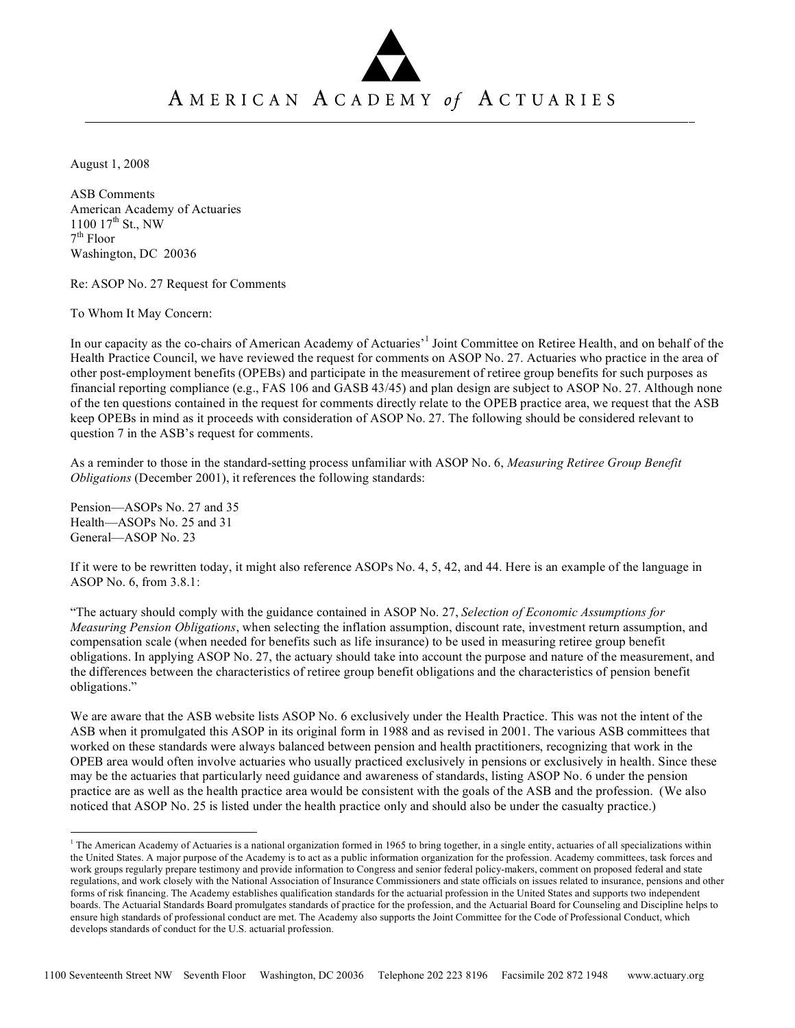# AMERICAN ACADEMY *of* ACTUARIES

August 1, 2008

ASB Comments
American Academy of Actuaries
1100 17th St., NW
7th Floor
Washington, DC 20036

Re: ASOP No. 27 Request for Comments

To Whom It May Concern:

In our capacity as the co-chairs of American Academy of Actuaries'[1] Joint Committee on Retiree Health, and on behalf of the Health Practice Council, we have reviewed the request for comments on ASOP No. 27. Actuaries who practice in the area of other post-employment benefits (OPEBs) and participate in the measurement of retiree group benefits for such purposes as financial reporting compliance (e.g., FAS 106 and GASB 43/45) and plan design are subject to ASOP No. 27. Although none of the ten questions contained in the request for comments directly relate to the OPEB practice area, we request that the ASB keep OPEBs in mind as it proceeds with consideration of ASOP No. 27. The following should be considered relevant to question 7 in the ASB's request for comments.

As a reminder to those in the standard-setting process unfamiliar with ASOP No. 6, *Measuring Retiree Group Benefit Obligations* (December 2001), it references the following standards:

Pension—ASOPs No. 27 and 35
Health—ASOPs No. 25 and 31
General—ASOP No. 23

If it were to be rewritten today, it might also reference ASOPs No. 4, 5, 42, and 44. Here is an example of the language in ASOP No. 6, from 3.8.1:

"The actuary should comply with the guidance contained in ASOP No. 27, *Selection of Economic Assumptions for Measuring Pension Obligations*, when selecting the inflation assumption, discount rate, investment return assumption, and compensation scale (when needed for benefits such as life insurance) to be used in measuring retiree group benefit obligations. In applying ASOP No. 27, the actuary should take into account the purpose and nature of the measurement, and the differences between the characteristics of retiree group benefit obligations and the characteristics of pension benefit obligations."

We are aware that the ASB website lists ASOP No. 6 exclusively under the Health Practice. This was not the intent of the ASB when it promulgated this ASOP in its original form in 1988 and as revised in 2001. The various ASB committees that worked on these standards were always balanced between pension and health practitioners, recognizing that work in the OPEB area would often involve actuaries who usually practiced exclusively in pensions or exclusively in health. Since these may be the actuaries that particularly need guidance and awareness of standards, listing ASOP No. 6 under the pension practice are as well as the health practice area would be consistent with the goals of the ASB and the profession. (We also noticed that ASOP No. 25 is listed under the health practice only and should also be under the casualty practice.)

---

[1] The American Academy of Actuaries is a national organization formed in 1965 to bring together, in a single entity, actuaries of all specializations within the United States. A major purpose of the Academy is to act as a public information organization for the profession. Academy committees, task forces and work groups regularly prepare testimony and provide information to Congress and senior federal policy-makers, comment on proposed federal and state regulations, and work closely with the National Association of Insurance Commissioners and state officials on issues related to insurance, pensions and other forms of risk financing. The Academy establishes qualification standards for the actuarial profession in the United States and supports two independent boards. The Actuarial Standards Board promulgates standards of practice for the profession, and the Actuarial Board for Counseling and Discipline helps to ensure high standards of professional conduct are met. The Academy also supports the Joint Committee for the Code of Professional Conduct, which develops standards of conduct for the U.S. actuarial profession.

1100 Seventeenth Street NW Seventh Floor Washington, DC 20036 Telephone 202 223 8196 Facsimile 202 872 1948 www.actuary.org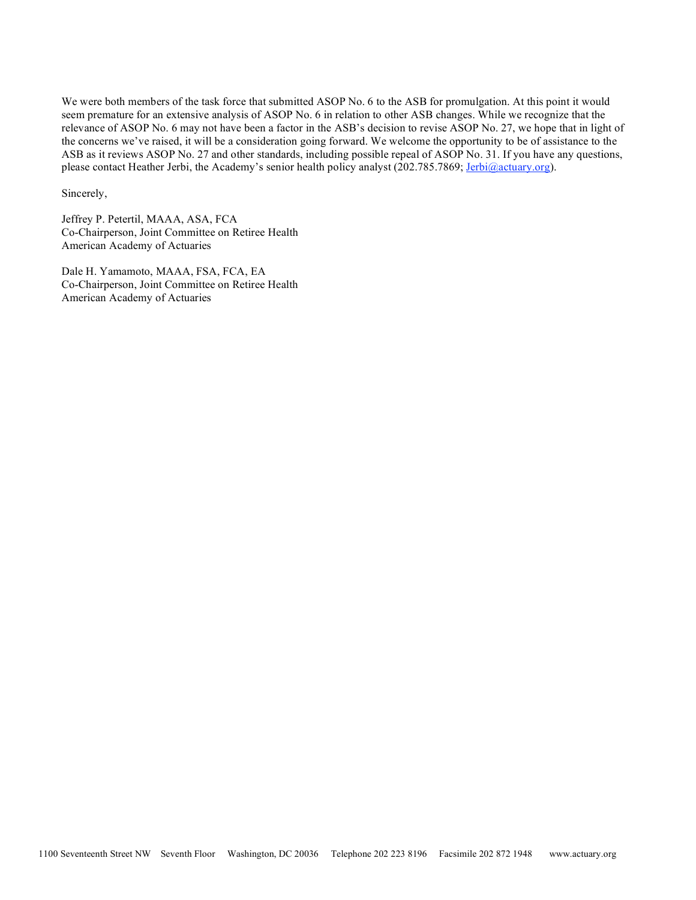We were both members of the task force that submitted ASOP No. 6 to the ASB for promulgation. At this point it would seem premature for an extensive analysis of ASOP No. 6 in relation to other ASB changes. While we recognize that the relevance of ASOP No. 6 may not have been a factor in the ASB's decision to revise ASOP No. 27, we hope that in light of the concerns we've raised, it will be a consideration going forward. We welcome the opportunity to be of assistance to the ASB as it reviews ASOP No. 27 and other standards, including possible repeal of ASOP No. 31. If you have any questions, please contact Heather Jerbi, the Academy's senior health policy analyst (202.785.7869; Jerbi@actuary.org).

Sincerely,

Jeffrey P. Petertil, MAAA, ASA, FCA
Co-Chairperson, Joint Committee on Retiree Health
American Academy of Actuaries

Dale H. Yamamoto, MAAA, FSA, FCA, EA
Co-Chairperson, Joint Committee on Retiree Health
American Academy of Actuaries